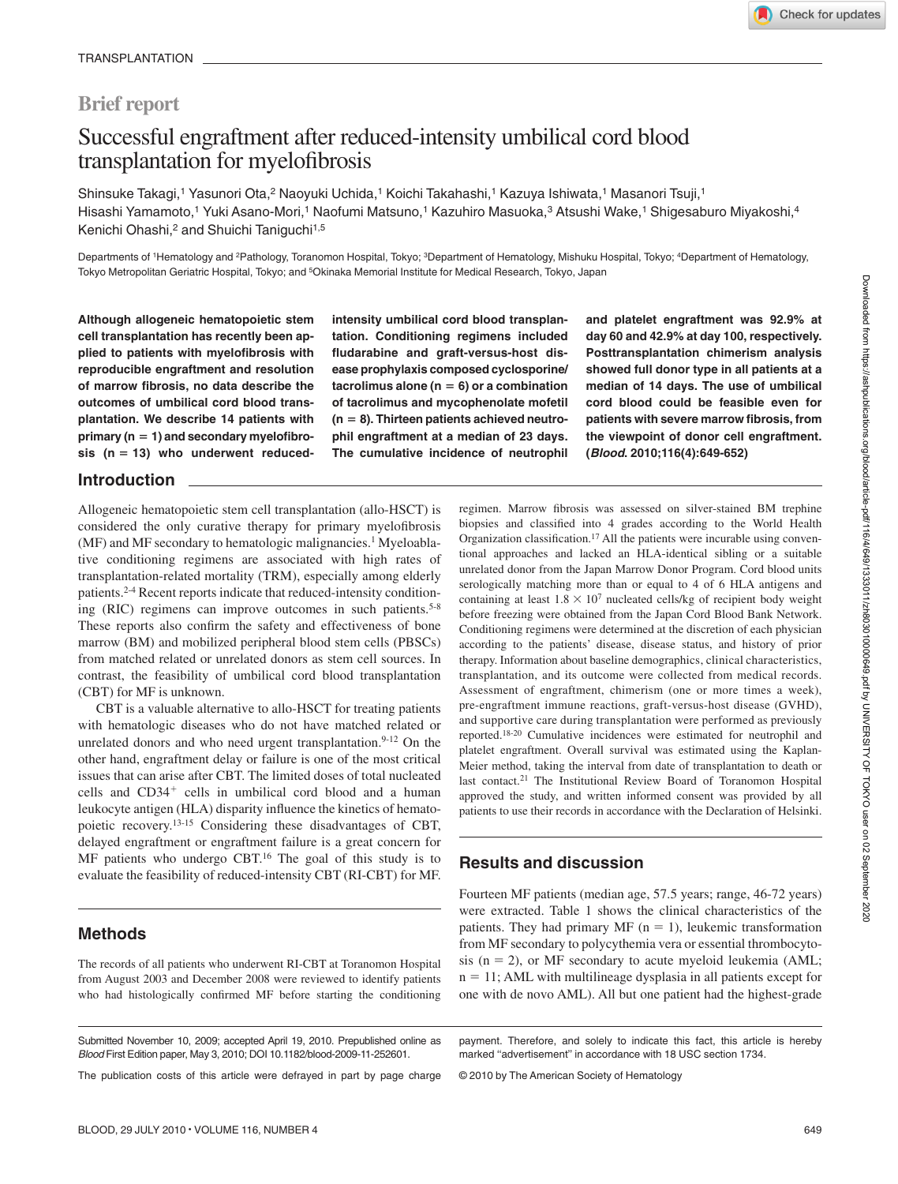TRANSPLANTATION

## Brief report

# Successful engraftment after reduced-intensity umbilical cord blood transplantation for myelofibrosis

Shinsuke Takagi,[1] Yasunori Ota,[2] Naoyuki Uchida,[1] Koichi Takahashi,[1] Kazuya Ishiwata,[1] Masanori Tsuji,[1] Hisashi Yamamoto,[1] Yuki Asano-Mori,[1] Naofumi Matsuno,[1] Kazuhiro Masuoka,[3] Atsushi Wake,[1] Shigesaburo Miyakoshi,[4] Kenichi Ohashi,[2] and Shuichi Taniguchi[1,5]

Departments of [1]Hematology and [2]Pathology, Toranomon Hospital, Tokyo; [3]Department of Hematology, Mishuku Hospital, Tokyo; [4]Department of Hematology, Tokyo Metropolitan Geriatric Hospital, Tokyo; and [5]Okinaka Memorial Institute for Medical Research, Tokyo, Japan

**Although allogeneic hematopoietic stem cell transplantation has recently been applied to patients with myelofibrosis with reproducible engraftment and resolution of marrow fibrosis, no data describe the outcomes of umbilical cord blood transplantation. We describe 14 patients with primary (n = 1) and secondary myelofibrosis (n = 13) who underwent reduced-intensity umbilical cord blood transplantation. Conditioning regimens included fludarabine and graft-versus-host disease prophylaxis composed cyclosporine/tacrolimus alone (n = 6) or a combination of tacrolimus and mycophenolate mofetil (n = 8). Thirteen patients achieved neutrophil engraftment at a median of 23 days. The cumulative incidence of neutrophil and platelet engraftment was 92.9% at day 60 and 42.9% at day 100, respectively. Posttransplantation chimerism analysis showed full donor type in all patients at a median of 14 days. The use of umbilical cord blood could be feasible even for patients with severe marrow fibrosis, from the viewpoint of donor cell engraftment. (*Blood*. 2010;116(4):649-652)**

## Introduction

Allogeneic hematopoietic stem cell transplantation (allo-HSCT) is considered the only curative therapy for primary myelofibrosis (MF) and MF secondary to hematologic malignancies.[1] Myeloablative conditioning regimens are associated with high rates of transplantation-related mortality (TRM), especially among elderly patients.[2-4] Recent reports indicate that reduced-intensity conditioning (RIC) regimens can improve outcomes in such patients.[5-8] These reports also confirm the safety and effectiveness of bone marrow (BM) and mobilized peripheral blood stem cells (PBSCs) from matched related or unrelated donors as stem cell sources. In contrast, the feasibility of umbilical cord blood transplantation (CBT) for MF is unknown.

CBT is a valuable alternative to allo-HSCT for treating patients with hematologic diseases who do not have matched related or unrelated donors and who need urgent transplantation.[9-12] On the other hand, engraftment delay or failure is one of the most critical issues that can arise after CBT. The limited doses of total nucleated cells and $CD34^+$ cells in umbilical cord blood and a human leukocyte antigen (HLA) disparity influence the kinetics of hematopoietic recovery.[13-15] Considering these disadvantages of CBT, delayed engraftment or engraftment failure is a great concern for MF patients who undergo CBT.[16] The goal of this study is to evaluate the feasibility of reduced-intensity CBT (RI-CBT) for MF.

## Methods

The records of all patients who underwent RI-CBT at Toranomon Hospital from August 2003 and December 2008 were reviewed to identify patients who had histologically confirmed MF before starting the conditioning regimen. Marrow fibrosis was assessed on silver-stained BM trephine biopsies and classified into 4 grades according to the World Health Organization classification.[17] All the patients were incurable using conventional approaches and lacked an HLA-identical sibling or a suitable unrelated donor from the Japan Marrow Donor Program. Cord blood units serologically matching more than or equal to 4 of 6 HLA antigens and containing at least $1.8 \times 10^7$ nucleated cells/kg of recipient body weight before freezing were obtained from the Japan Cord Blood Bank Network. Conditioning regimens were determined at the discretion of each physician according to the patients' disease, disease status, and history of prior therapy. Information about baseline demographics, clinical characteristics, transplantation, and its outcome were collected from medical records. Assessment of engraftment, chimerism (one or more times a week), pre-engraftment immune reactions, graft-versus-host disease (GVHD), and supportive care during transplantation were performed as previously reported.[18-20] Cumulative incidences were estimated for neutrophil and platelet engraftment. Overall survival was estimated using the Kaplan-Meier method, taking the interval from date of transplantation to death or last contact.[21] The Institutional Review Board of Toranomon Hospital approved the study, and written informed consent was provided by all patients to use their records in accordance with the Declaration of Helsinki.

## Results and discussion

Fourteen MF patients (median age, 57.5 years; range, 46-72 years) were extracted. Table 1 shows the clinical characteristics of the patients. They had primary MF (n = 1), leukemic transformation from MF secondary to polycythemia vera or essential thrombocytosis (n = 2), or MF secondary to acute myeloid leukemia (AML; n = 11; AML with multilineage dysplasia in all patients except for one with de novo AML). All but one patient had the highest-grade

Submitted November 10, 2009; accepted April 19, 2010. Prepublished online as *Blood* First Edition paper, May 3, 2010; DOI 10.1182/blood-2009-11-252601.

The publication costs of this article were defrayed in part by page charge payment. Therefore, and solely to indicate this fact, this article is hereby marked "advertisement" in accordance with 18 USC section 1734.

© 2010 by The American Society of Hematology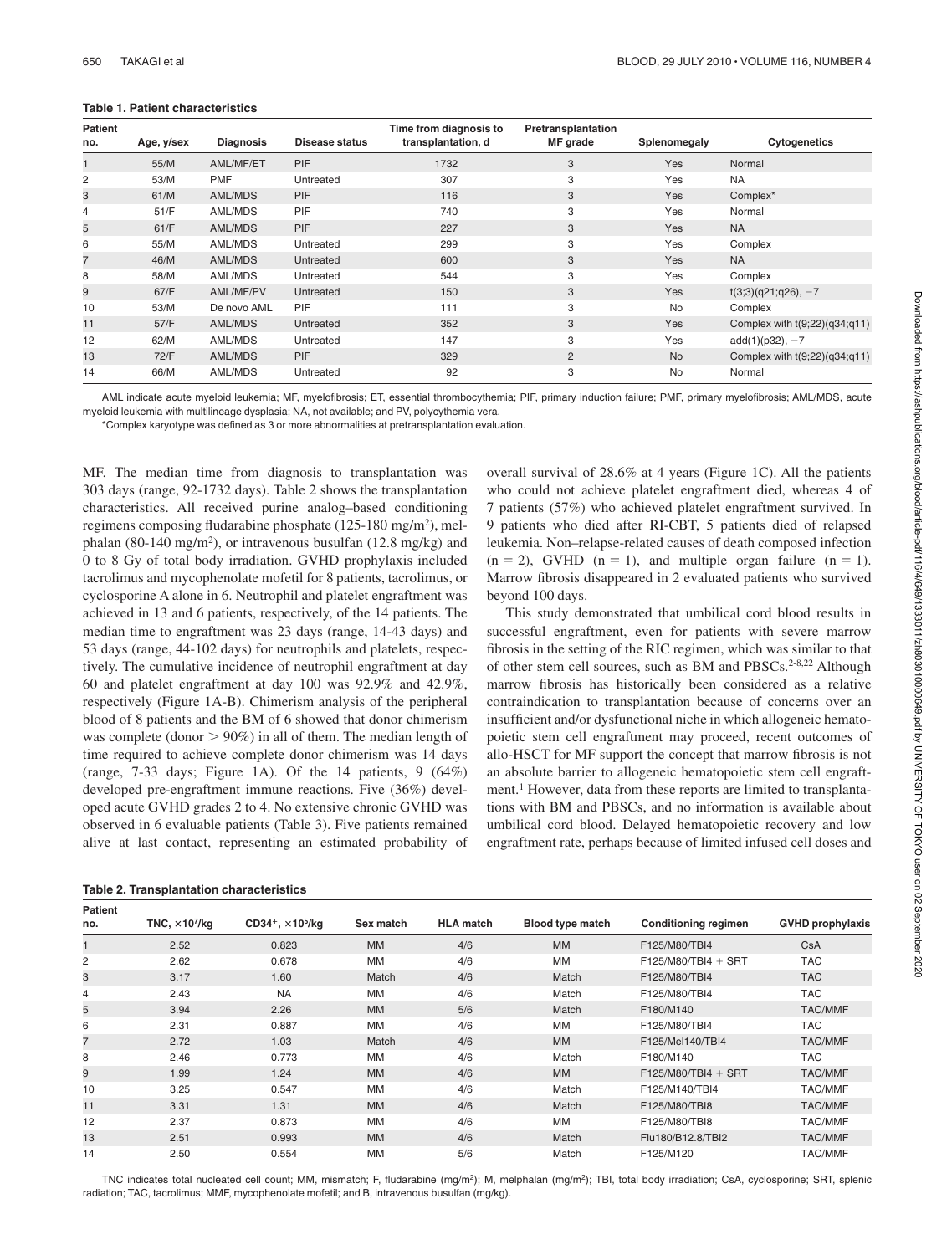**Table 1. Patient characteristics**

| Patient no. | Age, y/sex | Diagnosis | Disease status | Time from diagnosis to transplantation, d | Pretransplantation MF grade | Splenomegaly | Cytogenetics |
|---|---|---|---|---|---|---|---|
| 1 | 55/M | AML/MF/ET | PIF | 1732 | 3 | Yes | Normal |
| 2 | 53/M | PMF | Untreated | 307 | 3 | Yes | NA |
| 3 | 61/M | AML/MDS | PIF | 116 | 3 | Yes | Complex* |
| 4 | 51/F | AML/MDS | PIF | 740 | 3 | Yes | Normal |
| 5 | 61/F | AML/MDS | PIF | 227 | 3 | Yes | NA |
| 6 | 55/M | AML/MDS | Untreated | 299 | 3 | Yes | Complex |
| 7 | 46/M | AML/MDS | Untreated | 600 | 3 | Yes | NA |
| 8 | 58/M | AML/MDS | Untreated | 544 | 3 | Yes | Complex |
| 9 | 67/F | AML/MF/PV | Untreated | 150 | 3 | Yes | t(3;3)(q21;q26), −7 |
| 10 | 53/M | De novo AML | PIF | 111 | 3 | No | Complex |
| 11 | 57/F | AML/MDS | Untreated | 352 | 3 | Yes | Complex with t(9;22)(q34;q11) |
| 12 | 62/M | AML/MDS | Untreated | 147 | 3 | Yes | add(1)(p32), −7 |
| 13 | 72/F | AML/MDS | PIF | 329 | 2 | No | Complex with t(9;22)(q34;q11) |
| 14 | 66/M | AML/MDS | Untreated | 92 | 3 | No | Normal |

AML indicate acute myeloid leukemia; MF, myelofibrosis; ET, essential thrombocythemia; PIF, primary induction failure; PMF, primary myelofibrosis; AML/MDS, acute myeloid leukemia with multilineage dysplasia; NA, not available; and PV, polycythemia vera.

*Complex karyotype was defined as 3 or more abnormalities at pretransplantation evaluation.

MF. The median time from diagnosis to transplantation was 303 days (range, 92-1732 days). Table 2 shows the transplantation characteristics. All received purine analog–based conditioning regimens composing fludarabine phosphate (125-180 mg/m$^2$), melphalan (80-140 mg/m$^2$), or intravenous busulfan (12.8 mg/kg) and 0 to 8 Gy of total body irradiation. GVHD prophylaxis included tacrolimus and mycophenolate mofetil for 8 patients, tacrolimus, or cyclosporine A alone in 6. Neutrophil and platelet engraftment was achieved in 13 and 6 patients, respectively, of the 14 patients. The median time to engraftment was 23 days (range, 14-43 days) and 53 days (range, 44-102 days) for neutrophils and platelets, respectively. The cumulative incidence of neutrophil engraftment at day 60 and platelet engraftment at day 100 was 92.9% and 42.9%, respectively (Figure 1A-B). Chimerism analysis of the peripheral blood of 8 patients and the BM of 6 showed that donor chimerism was complete (donor > 90%) in all of them. The median length of time required to achieve complete donor chimerism was 14 days (range, 7-33 days; Figure 1A). Of the 14 patients, 9 (64%) developed pre-engraftment immune reactions. Five (36%) developed acute GVHD grades 2 to 4. No extensive chronic GVHD was observed in 6 evaluable patients (Table 3). Five patients remained alive at last contact, representing an estimated probability of overall survival of 28.6% at 4 years (Figure 1C). All the patients who could not achieve platelet engraftment died, whereas 4 of 7 patients (57%) who achieved platelet engraftment survived. In 9 patients who died after RI-CBT, 5 patients died of relapsed leukemia. Non–relapse-related causes of death composed infection (n = 2), GVHD (n = 1), and multiple organ failure (n = 1). Marrow fibrosis disappeared in 2 evaluated patients who survived beyond 100 days.

This study demonstrated that umbilical cord blood results in successful engraftment, even for patients with severe marrow fibrosis in the setting of the RIC regimen, which was similar to that of other stem cell sources, such as BM and PBSCs.[2-8,22] Although marrow fibrosis has historically been considered as a relative contraindication to transplantation because of concerns over an insufficient and/or dysfunctional niche in which allogeneic hematopoietic stem cell engraftment may proceed, recent outcomes of allo-HSCT for MF support the concept that marrow fibrosis is not an absolute barrier to allogeneic hematopoietic stem cell engraftment.[1] However, data from these reports are limited to transplantations with BM and PBSCs, and no information is available about umbilical cord blood. Delayed hematopoietic recovery and low engraftment rate, perhaps because of limited infused cell doses and

**Table 2. Transplantation characteristics**

| Patient no. | TNC, $\times 10^7$/kg | CD34$^+$, $\times 10^5$/kg | Sex match | HLA match | Blood type match | Conditioning regimen | GVHD prophylaxis |
|---|---|---|---|---|---|---|---|
| 1 | 2.52 | 0.823 | MM | 4/6 | MM | F125/M80/TBI4 | CsA |
| 2 | 2.62 | 0.678 | MM | 4/6 | MM | F125/M80/TBI4 + SRT | TAC |
| 3 | 3.17 | 1.60 | Match | 4/6 | Match | F125/M80/TBI4 | TAC |
| 4 | 2.43 | NA | MM | 4/6 | Match | F125/M80/TBI4 | TAC |
| 5 | 3.94 | 2.26 | MM | 5/6 | Match | F180/M140 | TAC/MMF |
| 6 | 2.31 | 0.887 | MM | 4/6 | MM | F125/M80/TBI4 | TAC |
| 7 | 2.72 | 1.03 | Match | 4/6 | MM | F125/Mel140/TBI4 | TAC/MMF |
| 8 | 2.46 | 0.773 | MM | 4/6 | Match | F180/M140 | TAC |
| 9 | 1.99 | 1.24 | MM | 4/6 | MM | F125/M80/TBI4 + SRT | TAC/MMF |
| 10 | 3.25 | 0.547 | MM | 4/6 | Match | F125/M140/TBI4 | TAC/MMF |
| 11 | 3.31 | 1.31 | MM | 4/6 | Match | F125/M80/TBI8 | TAC/MMF |
| 12 | 2.37 | 0.873 | MM | 4/6 | MM | F125/M80/TBI8 | TAC/MMF |
| 13 | 2.51 | 0.993 | MM | 4/6 | Match | Flu180/B12.8/TBI2 | TAC/MMF |
| 14 | 2.50 | 0.554 | MM | 5/6 | Match | F125/M120 | TAC/MMF |

TNC indicates total nucleated cell count; MM, mismatch; F, fludarabine (mg/m$^2$); M, melphalan (mg/m$^2$); TBI, total body irradiation; CsA, cyclosporine; SRT, splenic radiation; TAC, tacrolimus; MMF, mycophenolate mofetil; and B, intravenous busulfan (mg/kg).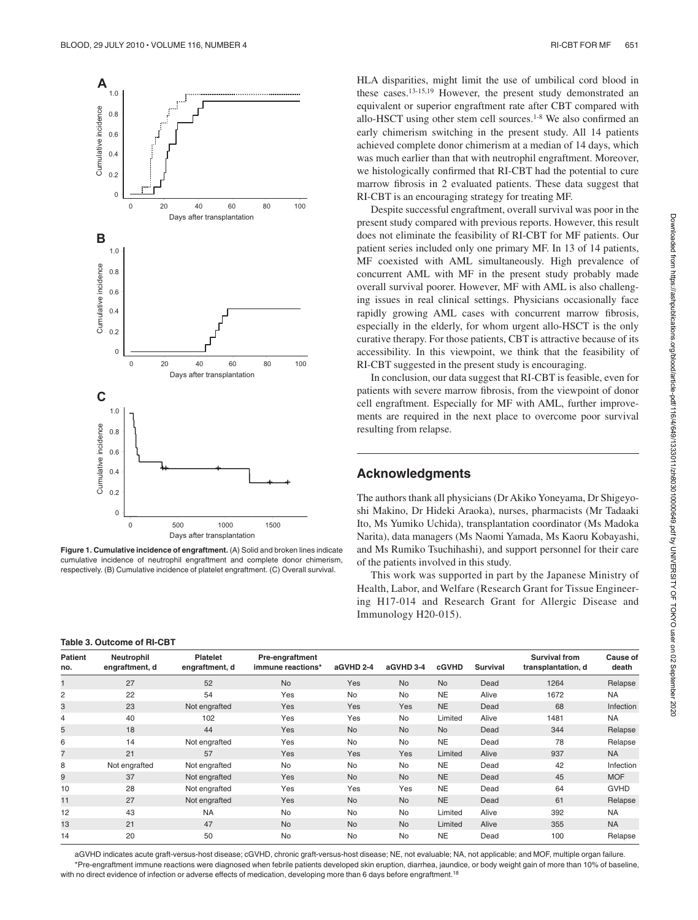Figure 1. Cumulative incidence of engraftment. (A) Solid and broken lines indicate cumulative incidence of neutrophil engraftment and complete donor chimerism, respectively. (B) Cumulative incidence of platelet engraftment. (C) Overall survival.

HLA disparities, might limit the use of umbilical cord blood in these cases.[13-15,19] However, the present study demonstrated an equivalent or superior engraftment rate after CBT compared with allo-HSCT using other stem cell sources.[1-8] We also confirmed an early chimerism switching in the present study. All 14 patients achieved complete donor chimerism at a median of 14 days, which was much earlier than that with neutrophil engraftment. Moreover, we histologically confirmed that RI-CBT had the potential to cure marrow fibrosis in 2 evaluated patients. These data suggest that RI-CBT is an encouraging strategy for treating MF.

Despite successful engraftment, overall survival was poor in the present study compared with previous reports. However, this result does not eliminate the feasibility of RI-CBT for MF patients. Our patient series included only one primary MF. In 13 of 14 patients, MF coexisted with AML simultaneously. High prevalence of concurrent AML with MF in the present study probably made overall survival poorer. However, MF with AML is also challenging issues in real clinical settings. Physicians occasionally face rapidly growing AML cases with concurrent marrow fibrosis, especially in the elderly, for whom urgent allo-HSCT is the only curative therapy. For those patients, CBT is attractive because of its accessibility. In this viewpoint, we think that the feasibility of RI-CBT suggested in the present study is encouraging.

In conclusion, our data suggest that RI-CBT is feasible, even for patients with severe marrow fibrosis, from the viewpoint of donor cell engraftment. Especially for MF with AML, further improvements are required in the next place to overcome poor survival resulting from relapse.

## Acknowledgments

The authors thank all physicians (Dr Akiko Yoneyama, Dr Shigeyoshi Makino, Dr Hideki Araoka), nurses, pharmacists (Mr Tadaaki Ito, Ms Yumiko Uchida), transplantation coordinator (Ms Madoka Narita), data managers (Ms Naomi Yamada, Ms Kaoru Kobayashi, and Ms Rumiko Tsuchihashi), and support personnel for their care of the patients involved in this study.

This work was supported in part by the Japanese Ministry of Health, Labor, and Welfare (Research Grant for Tissue Engineering H17-014 and Research Grant for Allergic Disease and Immunology H20-015).

**Table 3. Outcome of RI-CBT**

| Patient no. | Neutrophil engraftment, d | Platelet engraftment, d | Pre-engraftment immune reactions* | aGVHD 2-4 | aGVHD 3-4 | cGVHD | Survival | Survival from transplantation, d | Cause of death |
|---|---|---|---|---|---|---|---|---|---|
| 1 | 27 | 52 | No | Yes | No | No | Dead | 1264 | Relapse |
| 2 | 22 | 54 | Yes | No | No | NE | Alive | 1672 | NA |
| 3 | 23 | Not engrafted | Yes | Yes | Yes | NE | Dead | 68 | Infection |
| 4 | 40 | 102 | Yes | Yes | No | Limited | Alive | 1481 | NA |
| 5 | 18 | 44 | Yes | No | No | No | Dead | 344 | Relapse |
| 6 | 14 | Not engrafted | Yes | No | No | NE | Dead | 78 | Relapse |
| 7 | 21 | 57 | Yes | Yes | Yes | Limited | Alive | 937 | NA |
| 8 | Not engrafted | Not engrafted | No | No | No | NE | Dead | 42 | Infection |
| 9 | 37 | Not engrafted | Yes | No | No | NE | Dead | 45 | MOF |
| 10 | 28 | Not engrafted | Yes | Yes | Yes | NE | Dead | 64 | GVHD |
| 11 | 27 | Not engrafted | Yes | No | No | NE | Dead | 61 | Relapse |
| 12 | 43 | NA | No | No | No | Limited | Alive | 392 | NA |
| 13 | 21 | 47 | No | No | No | Limited | Alive | 355 | NA |
| 14 | 20 | 50 | No | No | No | NE | Dead | 100 | Relapse |

aGVHD indicates acute graft-versus-host disease; cGVHD, chronic graft-versus-host disease; NE, not evaluable; NA, not applicable; and MOF, multiple organ failure.

*Pre-engraftment immune reactions were diagnosed when febrile patients developed skin eruption, diarrhea, jaundice, or body weight gain of more than 10% of baseline, with no direct evidence of infection or adverse effects of medication, developing more than 6 days before engraftment.[18]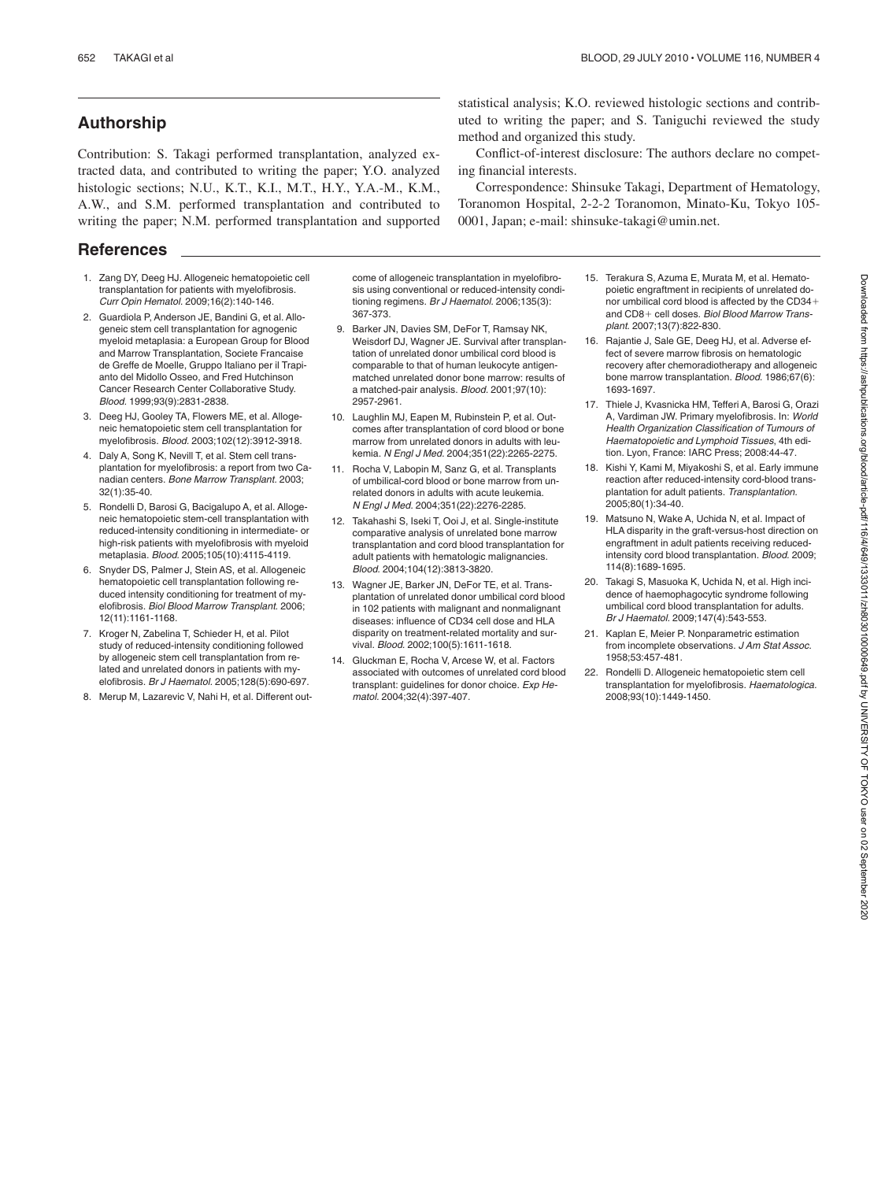## Authorship

Contribution: S. Takagi performed transplantation, analyzed extracted data, and contributed to writing the paper; Y.O. analyzed histologic sections; N.U., K.T., K.I., M.T., H.Y., Y.A.-M., K.M., A.W., and S.M. performed transplantation and contributed to writing the paper; N.M. performed transplantation and supported statistical analysis; K.O. reviewed histologic sections and contributed to writing the paper; and S. Taniguchi reviewed the study method and organized this study.

Conflict-of-interest disclosure: The authors declare no competing financial interests.

Correspondence: Shinsuke Takagi, Department of Hematology, Toranomon Hospital, 2-2-2 Toranomon, Minato-Ku, Tokyo 105-0001, Japan; e-mail: shinsuke-takagi@umin.net.

## References

1. Zang DY, Deeg HJ. Allogeneic hematopoietic cell transplantation for patients with myelofibrosis. *Curr Opin Hematol.* 2009;16(2):140-146.
2. Guardiola P, Anderson JE, Bandini G, et al. Allogeneic stem cell transplantation for agnogenic myeloid metaplasia: a European Group for Blood and Marrow Transplantation, Societe Francaise de Greffe de Moelle, Gruppo Italiano per il Trapianto del Midollo Osseo, and Fred Hutchinson Cancer Research Center Collaborative Study. *Blood.* 1999;93(9):2831-2838.
3. Deeg HJ, Gooley TA, Flowers ME, et al. Allogeneic hematopoietic stem cell transplantation for myelofibrosis. *Blood.* 2003;102(12):3912-3918.
4. Daly A, Song K, Nevill T, et al. Stem cell transplantation for myelofibrosis: a report from two Canadian centers. *Bone Marrow Transplant.* 2003;32(1):35-40.
5. Rondelli D, Barosi G, Bacigalupo A, et al. Allogeneic hematopoietic stem-cell transplantation with reduced-intensity conditioning in intermediate- or high-risk patients with myelofibrosis with myeloid metaplasia. *Blood.* 2005;105(10):4115-4119.
6. Snyder DS, Palmer J, Stein AS, et al. Allogeneic hematopoietic cell transplantation following reduced intensity conditioning for treatment of myelofibrosis. *Biol Blood Marrow Transplant.* 2006;12(11):1161-1168.
7. Kroger N, Zabelina T, Schieder H, et al. Pilot study of reduced-intensity conditioning followed by allogeneic stem cell transplantation from related and unrelated donors in patients with myelofibrosis. *Br J Haematol.* 2005;128(5):690-697.
8. Merup M, Lazarevic V, Nahi H, et al. Different outcome of allogeneic transplantation in myelofibrosis using conventional or reduced-intensity conditioning regimens. *Br J Haematol.* 2006;135(3):367-373.
9. Barker JN, Davies SM, DeFor T, Ramsay NK, Weisdorf DJ, Wagner JE. Survival after transplantation of unrelated donor umbilical cord blood is comparable to that of human leukocyte antigen-matched unrelated donor bone marrow: results of a matched-pair analysis. *Blood.* 2001;97(10):2957-2961.
10. Laughlin MJ, Eapen M, Rubinstein P, et al. Outcomes after transplantation of cord blood or bone marrow from unrelated donors in adults with leukemia. *N Engl J Med.* 2004;351(22):2265-2275.
11. Rocha V, Labopin M, Sanz G, et al. Transplants of umbilical-cord blood or bone marrow from unrelated donors in adults with acute leukemia. *N Engl J Med.* 2004;351(22):2276-2285.
12. Takahashi S, Iseki T, Ooi J, et al. Single-institute comparative analysis of unrelated bone marrow transplantation and cord blood transplantation for adult patients with hematologic malignancies. *Blood.* 2004;104(12):3813-3820.
13. Wagner JE, Barker JN, DeFor TE, et al. Transplantation of unrelated donor umbilical cord blood in 102 patients with malignant and nonmalignant diseases: influence of CD34 cell dose and HLA disparity on treatment-related mortality and survival. *Blood.* 2002;100(5):1611-1618.
14. Gluckman E, Rocha V, Arcese W, et al. Factors associated with outcomes of unrelated cord blood transplant: guidelines for donor choice. *Exp Hematol.* 2004;32(4):397-407.
15. Terakura S, Azuma E, Murata M, et al. Hematopoietic engraftment in recipients of unrelated donor umbilical cord blood is affected by the CD34+ and CD8+ cell doses. *Biol Blood Marrow Transplant.* 2007;13(7):822-830.
16. Rajantie J, Sale GE, Deeg HJ, et al. Adverse effect of severe marrow fibrosis on hematologic recovery after chemoradiotherapy and allogeneic bone marrow transplantation. *Blood.* 1986;67(6):1693-1697.
17. Thiele J, Kvasnicka HM, Tefferi A, Barosi G, Orazi A, Vardiman JW. Primary myelofibrosis. In: *World Health Organization Classification of Tumours of Haematopoietic and Lymphoid Tissues*, 4th edition. Lyon, France: IARC Press; 2008:44-47.
18. Kishi Y, Kami M, Miyakoshi S, et al. Early immune reaction after reduced-intensity cord-blood transplantation for adult patients. *Transplantation.* 2005;80(1):34-40.
19. Matsuno N, Wake A, Uchida N, et al. Impact of HLA disparity in the graft-versus-host direction on engraftment in adult patients receiving reduced-intensity cord blood transplantation. *Blood.* 2009;114(8):1689-1695.
20. Takagi S, Masuoka K, Uchida N, et al. High incidence of haemophagocytic syndrome following umbilical cord blood transplantation for adults. *Br J Haematol.* 2009;147(4):543-553.
21. Kaplan E, Meier P. Nonparametric estimation from incomplete observations. *J Am Stat Assoc.* 1958;53:457-481.
22. Rondelli D. Allogeneic hematopoietic stem cell transplantation for myelofibrosis. *Haematologica.* 2008;93(10):1449-1450.